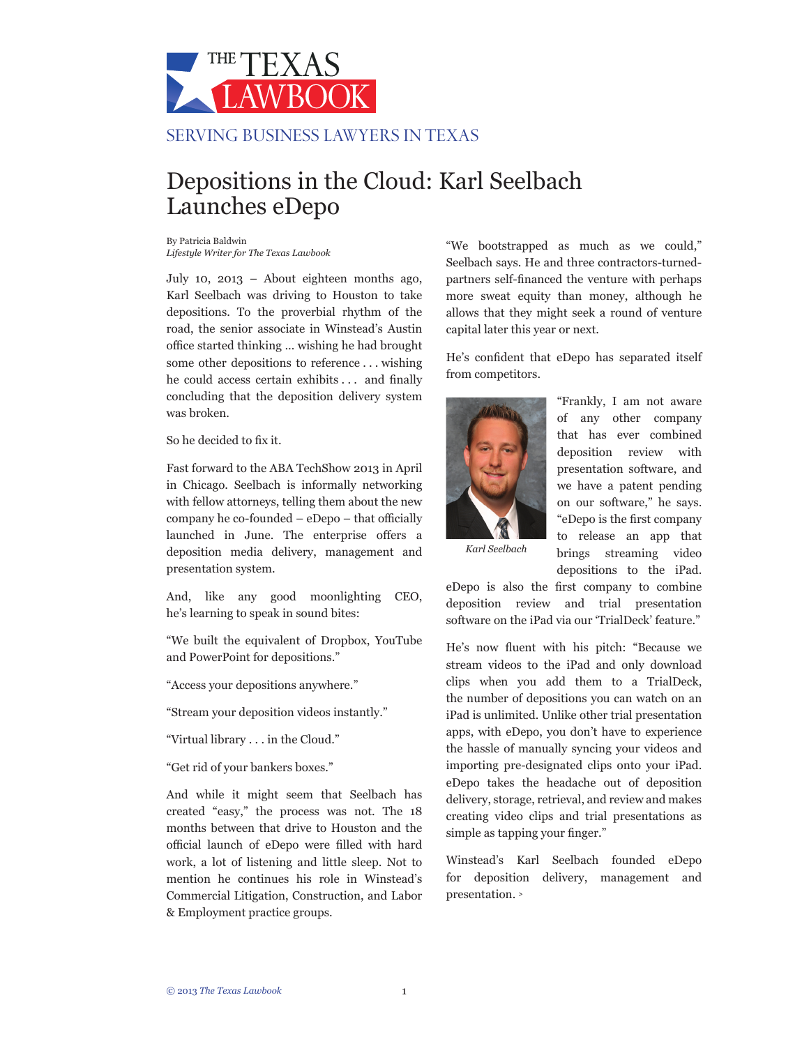# THE TEXAS LAWBOOK

SERVING BUSINESS LAWYERS IN TEXAS

## Depositions in the Cloud: Karl Seelbach Launches eDepo

By Patricia Baldwin
*Lifestyle Writer for The Texas Lawbook*

July 10, 2013 – About eighteen months ago, Karl Seelbach was driving to Houston to take depositions. To the proverbial rhythm of the road, the senior associate in Winstead's Austin office started thinking … wishing he had brought some other depositions to reference . . . wishing he could access certain exhibits . . . and finally concluding that the deposition delivery system was broken.

So he decided to fix it.

Fast forward to the ABA TechShow 2013 in April in Chicago. Seelbach is informally networking with fellow attorneys, telling them about the new company he co-founded – eDepo – that officially launched in June. The enterprise offers a deposition media delivery, management and presentation system.

And, like any good moonlighting CEO, he's learning to speak in sound bites:

"We built the equivalent of Dropbox, YouTube and PowerPoint for depositions."

"Access your depositions anywhere."

"Stream your deposition videos instantly."

"Virtual library . . . in the Cloud."

"Get rid of your bankers boxes."

And while it might seem that Seelbach has created "easy," the process was not. The 18 months between that drive to Houston and the official launch of eDepo were filled with hard work, a lot of listening and little sleep. Not to mention he continues his role in Winstead's Commercial Litigation, Construction, and Labor & Employment practice groups.

"We bootstrapped as much as we could," Seelbach says. He and three contractors-turned-partners self-financed the venture with perhaps more sweat equity than money, although he allows that they might seek a round of venture capital later this year or next.

He's confident that eDepo has separated itself from competitors.

*Karl Seelbach*

"Frankly, I am not aware of any other company that has ever combined deposition review with presentation software, and we have a patent pending on our software," he says. "eDepo is the first company to release an app that brings streaming video depositions to the iPad. eDepo is also the first company to combine deposition review and trial presentation software on the iPad via our 'TrialDeck' feature."

He's now fluent with his pitch: "Because we stream videos to the iPad and only download clips when you add them to a TrialDeck, the number of depositions you can watch on an iPad is unlimited. Unlike other trial presentation apps, with eDepo, you don't have to experience the hassle of manually syncing your videos and importing pre-designated clips onto your iPad. eDepo takes the headache out of deposition delivery, storage, retrieval, and review and makes creating video clips and trial presentations as simple as tapping your finger."

Winstead's Karl Seelbach founded eDepo for deposition delivery, management and presentation. >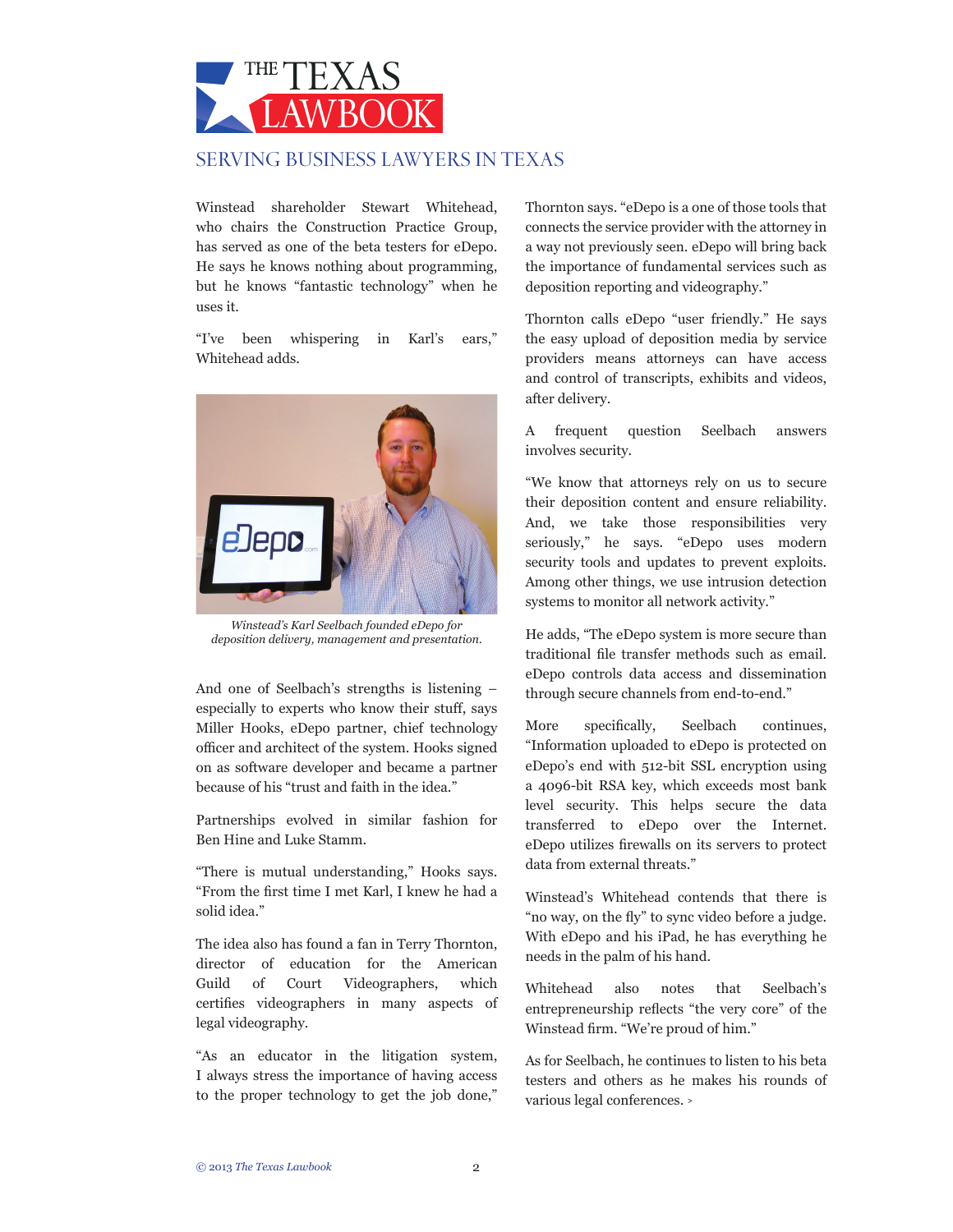Winstead shareholder Stewart Whitehead, who chairs the Construction Practice Group, has served as one of the beta testers for eDepo. He says he knows nothing about programming, but he knows "fantastic technology" when he uses it.

"I've been whispering in Karl's ears," Whitehead adds.

*Winstead's Karl Seelbach founded eDepo for deposition delivery, management and presentation.*

And one of Seelbach's strengths is listening – especially to experts who know their stuff, says Miller Hooks, eDepo partner, chief technology officer and architect of the system. Hooks signed on as software developer and became a partner because of his "trust and faith in the idea."

Partnerships evolved in similar fashion for Ben Hine and Luke Stamm.

"There is mutual understanding," Hooks says. "From the first time I met Karl, I knew he had a solid idea."

The idea also has found a fan in Terry Thornton, director of education for the American Guild of Court Videographers, which certifies videographers in many aspects of legal videography.

"As an educator in the litigation system, I always stress the importance of having access to the proper technology to get the job done," Thornton says. "eDepo is a one of those tools that connects the service provider with the attorney in a way not previously seen. eDepo will bring back the importance of fundamental services such as deposition reporting and videography."

Thornton calls eDepo "user friendly." He says the easy upload of deposition media by service providers means attorneys can have access and control of transcripts, exhibits and videos, after delivery.

A frequent question Seelbach answers involves security.

"We know that attorneys rely on us to secure their deposition content and ensure reliability. And, we take those responsibilities very seriously," he says. "eDepo uses modern security tools and updates to prevent exploits. Among other things, we use intrusion detection systems to monitor all network activity."

He adds, "The eDepo system is more secure than traditional file transfer methods such as email. eDepo controls data access and dissemination through secure channels from end-to-end."

More specifically, Seelbach continues, "Information uploaded to eDepo is protected on eDepo's end with 512-bit SSL encryption using a 4096-bit RSA key, which exceeds most bank level security. This helps secure the data transferred to eDepo over the Internet. eDepo utilizes firewalls on its servers to protect data from external threats."

Winstead's Whitehead contends that there is "no way, on the fly" to sync video before a judge. With eDepo and his iPad, he has everything he needs in the palm of his hand.

Whitehead also notes that Seelbach's entrepreneurship reflects "the very core" of the Winstead firm. "We're proud of him."

As for Seelbach, he continues to listen to his beta testers and others as he makes his rounds of various legal conferences. >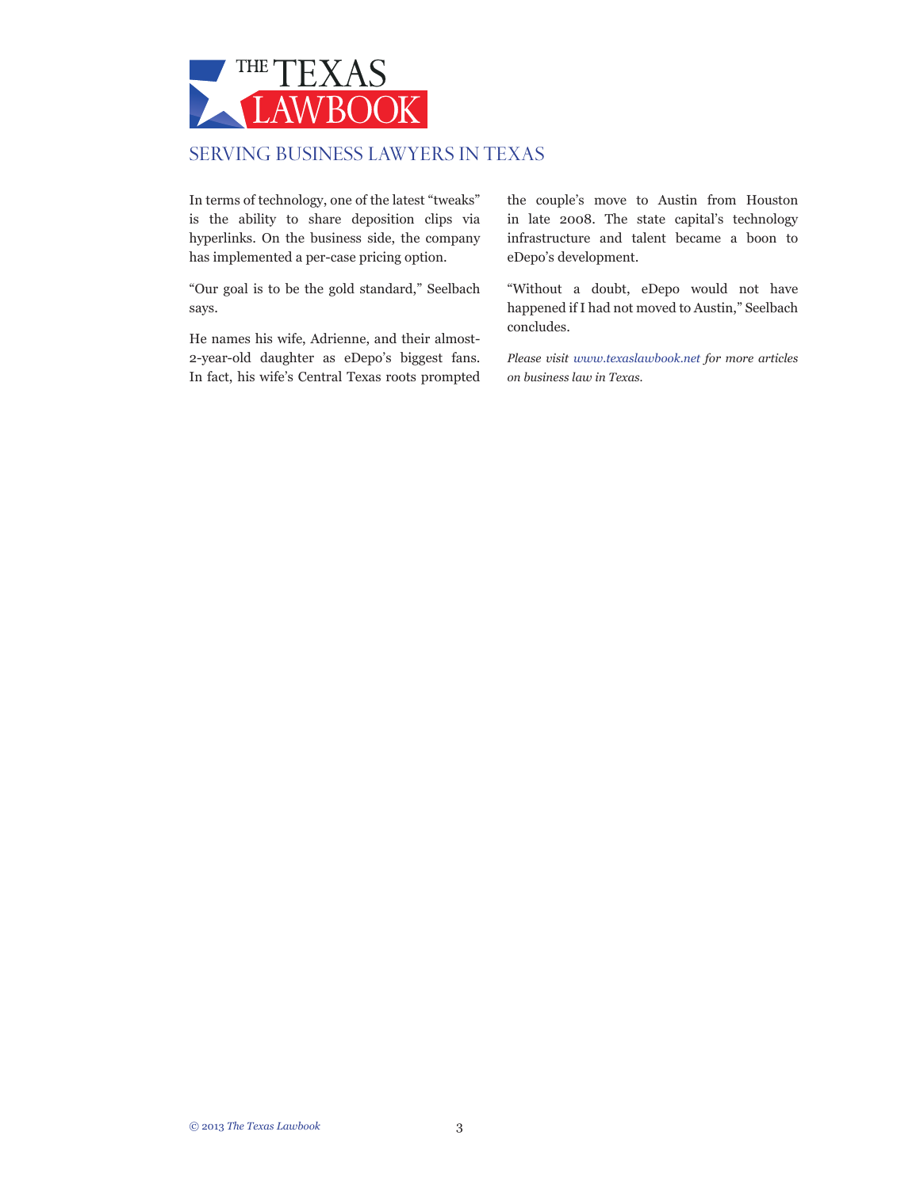In terms of technology, one of the latest "tweaks" is the ability to share deposition clips via hyperlinks. On the business side, the company has implemented a per-case pricing option.

"Our goal is to be the gold standard," Seelbach says.

He names his wife, Adrienne, and their almost-2-year-old daughter as eDepo's biggest fans. In fact, his wife's Central Texas roots prompted the couple's move to Austin from Houston in late 2008. The state capital's technology infrastructure and talent became a boon to eDepo's development.

"Without a doubt, eDepo would not have happened if I had not moved to Austin," Seelbach concludes.

*Please visit www.texaslawbook.net for more articles on business law in Texas.*